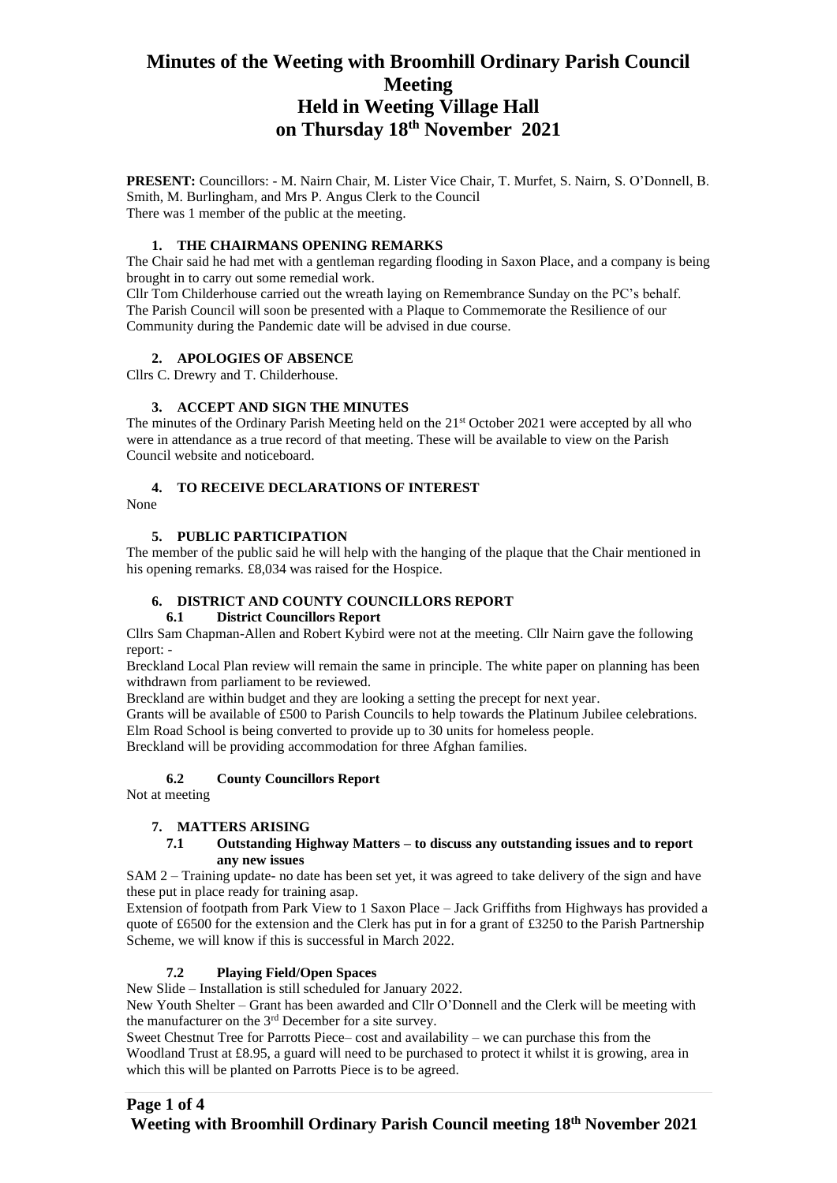# Minutes of the Weeting with Broomhill Ordinary Parish Council Meeting
# Held in Weeting Village Hall
# on Thursday 18th November 2021

**PRESENT:** Councillors: - M. Nairn Chair, M. Lister Vice Chair, T. Murfet, S. Nairn, S. O'Donnell, B. Smith, M. Burlingham, and Mrs P. Angus Clerk to the Council
There was 1 member of the public at the meeting.

### 1. THE CHAIRMANS OPENING REMARKS

The Chair said he had met with a gentleman regarding flooding in Saxon Place, and a company is being brought in to carry out some remedial work.
Cllr Tom Childerhouse carried out the wreath laying on Remembrance Sunday on the PC's behalf.
The Parish Council will soon be presented with a Plaque to Commemorate the Resilience of our Community during the Pandemic date will be advised in due course.

### 2. APOLOGIES OF ABSENCE

Cllrs C. Drewry and T. Childerhouse.

### 3. ACCEPT AND SIGN THE MINUTES

The minutes of the Ordinary Parish Meeting held on the 21st October 2021 were accepted by all who were in attendance as a true record of that meeting. These will be available to view on the Parish Council website and noticeboard.

### 4. TO RECEIVE DECLARATIONS OF INTEREST

None

### 5. PUBLIC PARTICIPATION

The member of the public said he will help with the hanging of the plaque that the Chair mentioned in his opening remarks. £8,034 was raised for the Hospice.

### 6. DISTRICT AND COUNTY COUNCILLORS REPORT

#### 6.1 District Councillors Report

Cllrs Sam Chapman-Allen and Robert Kybird were not at the meeting. Cllr Nairn gave the following report: -
Breckland Local Plan review will remain the same in principle. The white paper on planning has been withdrawn from parliament to be reviewed.
Breckland are within budget and they are looking a setting the precept for next year.
Grants will be available of £500 to Parish Councils to help towards the Platinum Jubilee celebrations.
Elm Road School is being converted to provide up to 30 units for homeless people.
Breckland will be providing accommodation for three Afghan families.

#### 6.2 County Councillors Report

Not at meeting

### 7. MATTERS ARISING

#### 7.1 Outstanding Highway Matters – to discuss any outstanding issues and to report any new issues

SAM 2 – Training update- no date has been set yet, it was agreed to take delivery of the sign and have these put in place ready for training asap.
Extension of footpath from Park View to 1 Saxon Place – Jack Griffiths from Highways has provided a quote of £6500 for the extension and the Clerk has put in for a grant of £3250 to the Parish Partnership Scheme, we will know if this is successful in March 2022.

#### 7.2 Playing Field/Open Spaces

New Slide – Installation is still scheduled for January 2022.
New Youth Shelter – Grant has been awarded and Cllr O'Donnell and the Clerk will be meeting with the manufacturer on the 3rd December for a site survey.
Sweet Chestnut Tree for Parrotts Piece– cost and availability – we can purchase this from the Woodland Trust at £8.95, a guard will need to be purchased to protect it whilst it is growing, area in which this will be planted on Parrotts Piece is to be agreed.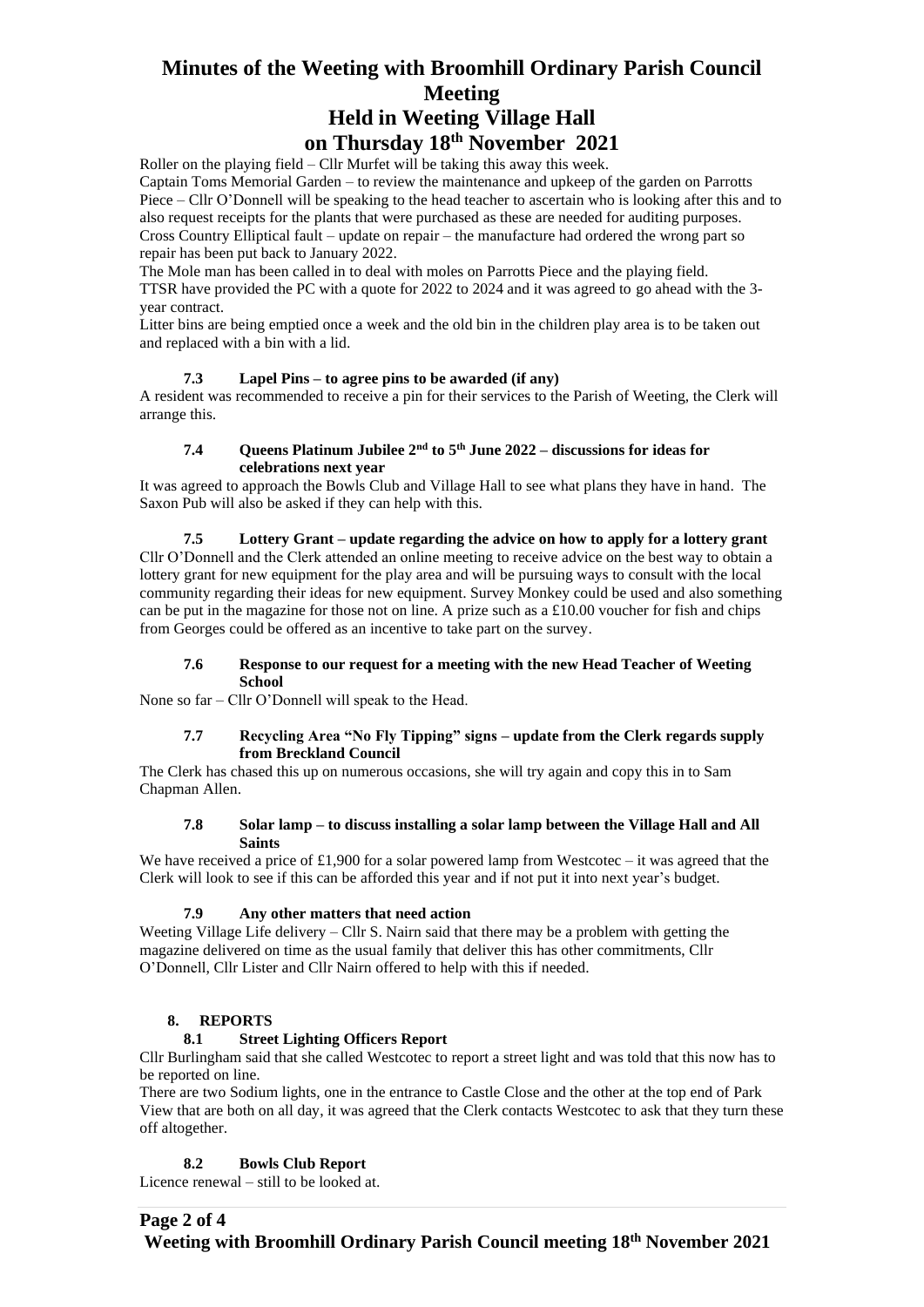Roller on the playing field – Cllr Murfet will be taking this away this week.

Captain Toms Memorial Garden – to review the maintenance and upkeep of the garden on Parrotts Piece – Cllr O'Donnell will be speaking to the head teacher to ascertain who is looking after this and to also request receipts for the plants that were purchased as these are needed for auditing purposes.

Cross Country Elliptical fault – update on repair – the manufacture had ordered the wrong part so repair has been put back to January 2022.

The Mole man has been called in to deal with moles on Parrotts Piece and the playing field.

TTSR have provided the PC with a quote for 2022 to 2024 and it was agreed to go ahead with the 3-year contract.

Litter bins are being emptied once a week and the old bin in the children play area is to be taken out and replaced with a bin with a lid.

### 7.3 Lapel Pins – to agree pins to be awarded (if any)

A resident was recommended to receive a pin for their services to the Parish of Weeting, the Clerk will arrange this.

### 7.4 Queens Platinum Jubilee 2nd to 5th June 2022 – discussions for ideas for celebrations next year

It was agreed to approach the Bowls Club and Village Hall to see what plans they have in hand. The Saxon Pub will also be asked if they can help with this.

### 7.5 Lottery Grant – update regarding the advice on how to apply for a lottery grant

Cllr O'Donnell and the Clerk attended an online meeting to receive advice on the best way to obtain a lottery grant for new equipment for the play area and will be pursuing ways to consult with the local community regarding their ideas for new equipment. Survey Monkey could be used and also something can be put in the magazine for those not on line. A prize such as a £10.00 voucher for fish and chips from Georges could be offered as an incentive to take part on the survey.

### 7.6 Response to our request for a meeting with the new Head Teacher of Weeting School

None so far – Cllr O'Donnell will speak to the Head.

### 7.7 Recycling Area "No Fly Tipping" signs – update from the Clerk regards supply from Breckland Council

The Clerk has chased this up on numerous occasions, she will try again and copy this in to Sam Chapman Allen.

### 7.8 Solar lamp – to discuss installing a solar lamp between the Village Hall and All Saints

We have received a price of £1,900 for a solar powered lamp from Westcotec – it was agreed that the Clerk will look to see if this can be afforded this year and if not put it into next year's budget.

### 7.9 Any other matters that need action

Weeting Village Life delivery – Cllr S. Nairn said that there may be a problem with getting the magazine delivered on time as the usual family that deliver this has other commitments, Cllr O'Donnell, Cllr Lister and Cllr Nairn offered to help with this if needed.

## 8. REPORTS

### 8.1 Street Lighting Officers Report

Cllr Burlingham said that she called Westcotec to report a street light and was told that this now has to be reported on line.

There are two Sodium lights, one in the entrance to Castle Close and the other at the top end of Park View that are both on all day, it was agreed that the Clerk contacts Westcotec to ask that they turn these off altogether.

### 8.2 Bowls Club Report

Licence renewal – still to be looked at.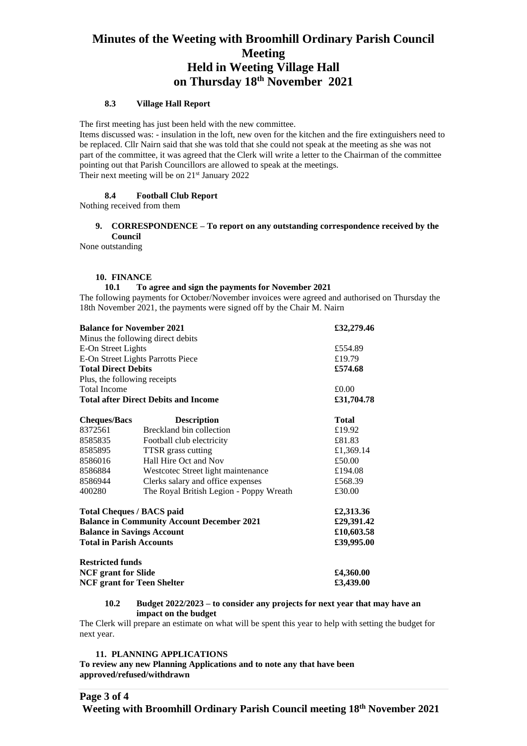# Minutes of the Weeting with Broomhill Ordinary Parish Council Meeting
# Held in Weeting Village Hall
# on Thursday 18th November 2021

### 8.3 Village Hall Report

The first meeting has just been held with the new committee.
Items discussed was: - insulation in the loft, new oven for the kitchen and the fire extinguishers need to be replaced. Cllr Nairn said that she was told that she could not speak at the meeting as she was not part of the committee, it was agreed that the Clerk will write a letter to the Chairman of the committee pointing out that Parish Councillors are allowed to speak at the meetings.
Their next meeting will be on 21st January 2022

### 8.4 Football Club Report

Nothing received from them

## 9. CORRESPONDENCE – To report on any outstanding correspondence received by the Council

None outstanding

## 10. FINANCE

### 10.1 To agree and sign the payments for November 2021

The following payments for October/November invoices were agreed and authorised on Thursday the 18th November 2021, the payments were signed off by the Chair M. Nairn

| | |
|---|---|
| **Balance for November 2021** | **£32,279.46** |
| Minus the following direct debits | |
| E-On Street Lights | £554.89 |
| E-On Street Lights Parrotts Piece | £19.79 |
| **Total Direct Debits** | **£574.68** |
| Plus, the following receipts | |
| Total Income | £0.00 |
| **Total after Direct Debits and Income** | **£31,704.78** |

| Cheques/Bacs | Description | Total |
|---|---|---|
| 8372561 | Breckland bin collection | £19.92 |
| 8585835 | Football club electricity | £81.83 |
| 8585895 | TTSR grass cutting | £1,369.14 |
| 8586016 | Hall Hire Oct and Nov | £50.00 |
| 8586884 | Westcotec Street light maintenance | £194.08 |
| 8586944 | Clerks salary and office expenses | £568.39 |
| 400280 | The Royal British Legion - Poppy Wreath | £30.00 |

| | |
|---|---|
| **Total Cheques / BACS paid** | **£2,313.36** |
| **Balance in Community Account December 2021** | **£29,391.42** |
| **Balance in Savings Account** | **£10,603.58** |
| **Total in Parish Accounts** | **£39,995.00** |

| | |
|---|---|
| **Restricted funds** | |
| **NCF grant for Slide** | **£4,360.00** |
| **NCF grant for Teen Shelter** | **£3,439.00** |

### 10.2 Budget 2022/2023 – to consider any projects for next year that may have an impact on the budget

The Clerk will prepare an estimate on what will be spent this year to help with setting the budget for next year.

## 11. PLANNING APPLICATIONS

**To review any new Planning Applications and to note any that have been approved/refused/withdrawn**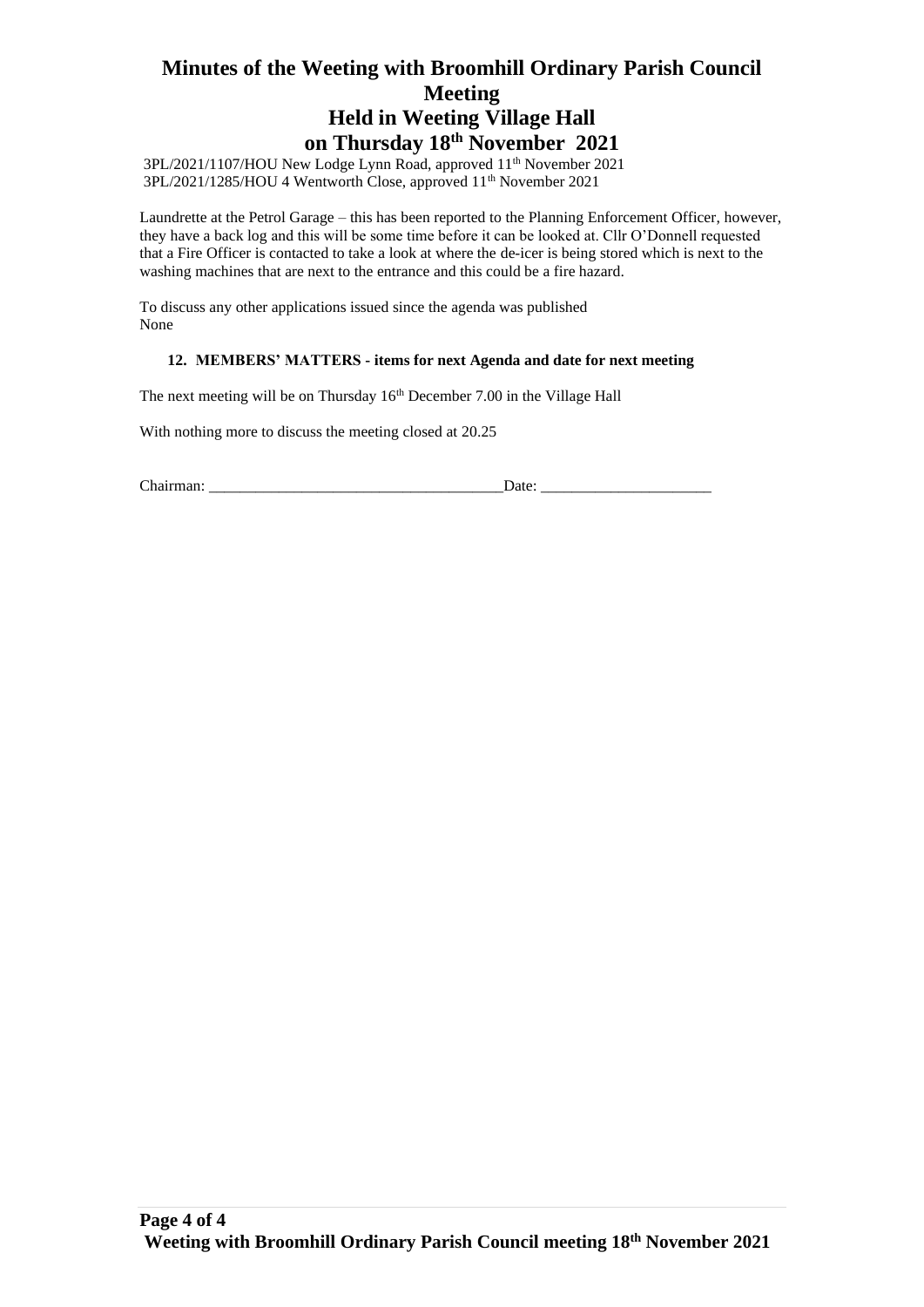3PL/2021/1107/HOU New Lodge Lynn Road, approved 11th November 2021
3PL/2021/1285/HOU 4 Wentworth Close, approved 11th November 2021

Laundrette at the Petrol Garage – this has been reported to the Planning Enforcement Officer, however, they have a back log and this will be some time before it can be looked at. Cllr O'Donnell requested that a Fire Officer is contacted to take a look at where the de-icer is being stored which is next to the washing machines that are next to the entrance and this could be a fire hazard.

To discuss any other applications issued since the agenda was published
None

**12. MEMBERS' MATTERS - items for next Agenda and date for next meeting**

The next meeting will be on Thursday 16th December 7.00 in the Village Hall

With nothing more to discuss the meeting closed at 20.25

Chairman: ______________________________________Date: ______________________